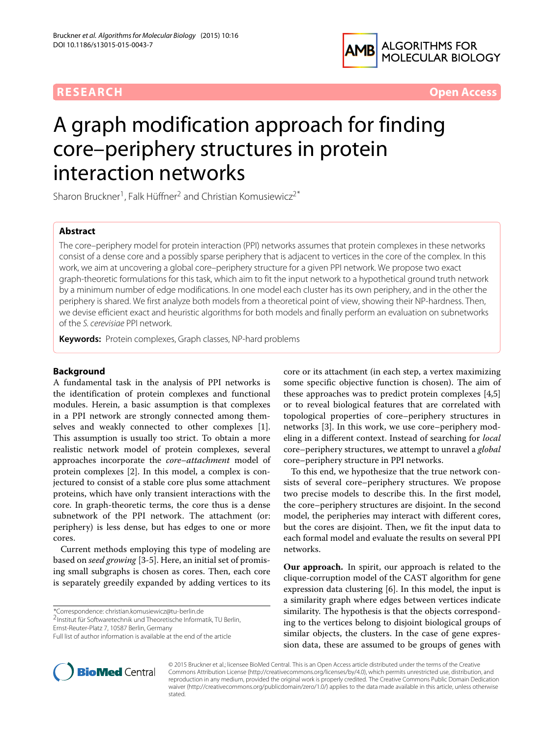RESEARCH

Open Access

# A graph modification approach for finding core–periphery structures in protein interaction networks

Sharon Bruckner[1], Falk Hüffner[2] and Christian Komusiewicz[2*]

## Abstract

The core–periphery model for protein interaction (PPI) networks assumes that protein complexes in these networks consist of a dense core and a possibly sparse periphery that is adjacent to vertices in the core of the complex. In this work, we aim at uncovering a global core–periphery structure for a given PPI network. We propose two exact graph-theoretic formulations for this task, which aim to fit the input network to a hypothetical ground truth network by a minimum number of edge modifications. In one model each cluster has its own periphery, and in the other the periphery is shared. We first analyze both models from a theoretical point of view, showing their NP-hardness. Then, we devise efficient exact and heuristic algorithms for both models and finally perform an evaluation on subnetworks of the *S. cerevisiae* PPI network.

**Keywords:** Protein complexes, Graph classes, NP-hard problems

## Background

A fundamental task in the analysis of PPI networks is the identification of protein complexes and functional modules. Herein, a basic assumption is that complexes in a PPI network are strongly connected among themselves and weakly connected to other complexes [1]. This assumption is usually too strict. To obtain a more realistic network model of protein complexes, several approaches incorporate the *core–attachment* model of protein complexes [2]. In this model, a complex is conjectured to consist of a stable core plus some attachment proteins, which have only transient interactions with the core. In graph-theoretic terms, the core thus is a dense subnetwork of the PPI network. The attachment (or: periphery) is less dense, but has edges to one or more cores.

Current methods employing this type of modeling are based on *seed growing* [3-5]. Here, an initial set of promising small subgraphs is chosen as cores. Then, each core is separately greedily expanded by adding vertices to its core or its attachment (in each step, a vertex maximizing some specific objective function is chosen). The aim of these approaches was to predict protein complexes [4,5] or to reveal biological features that are correlated with topological properties of core–periphery structures in networks [3]. In this work, we use core–periphery modeling in a different context. Instead of searching for *local* core–periphery structures, we attempt to unravel a *global* core–periphery structure in PPI networks.

To this end, we hypothesize that the true network consists of several core–periphery structures. We propose two precise models to describe this. In the first model, the core–periphery structures are disjoint. In the second model, the peripheries may interact with different cores, but the cores are disjoint. Then, we fit the input data to each formal model and evaluate the results on several PPI networks.

**Our approach.** In spirit, our approach is related to the clique-corruption model of the CAST algorithm for gene expression data clustering [6]. In this model, the input is a similarity graph where edges between vertices indicate similarity. The hypothesis is that the objects corresponding to the vertices belong to disjoint biological groups of similar objects, the clusters. In the case of gene expression data, these are assumed to be groups of genes with

*Correspondence: christian.komusiewicz@tu-berlin.de
[2]Institut für Softwaretechnik und Theoretische Informatik, TU Berlin, Ernst-Reuter-Platz 7, 10587 Berlin, Germany
Full list of author information is available at the end of the article

© 2015 Bruckner et al.; licensee BioMed Central. This is an Open Access article distributed under the terms of the Creative Commons Attribution License (http://creativecommons.org/licenses/by/4.0), which permits unrestricted use, distribution, and reproduction in any medium, provided the original work is properly credited. The Creative Commons Public Domain Dedication waiver (http://creativecommons.org/publicdomain/zero/1.0/) applies to the data made available in this article, unless otherwise stated.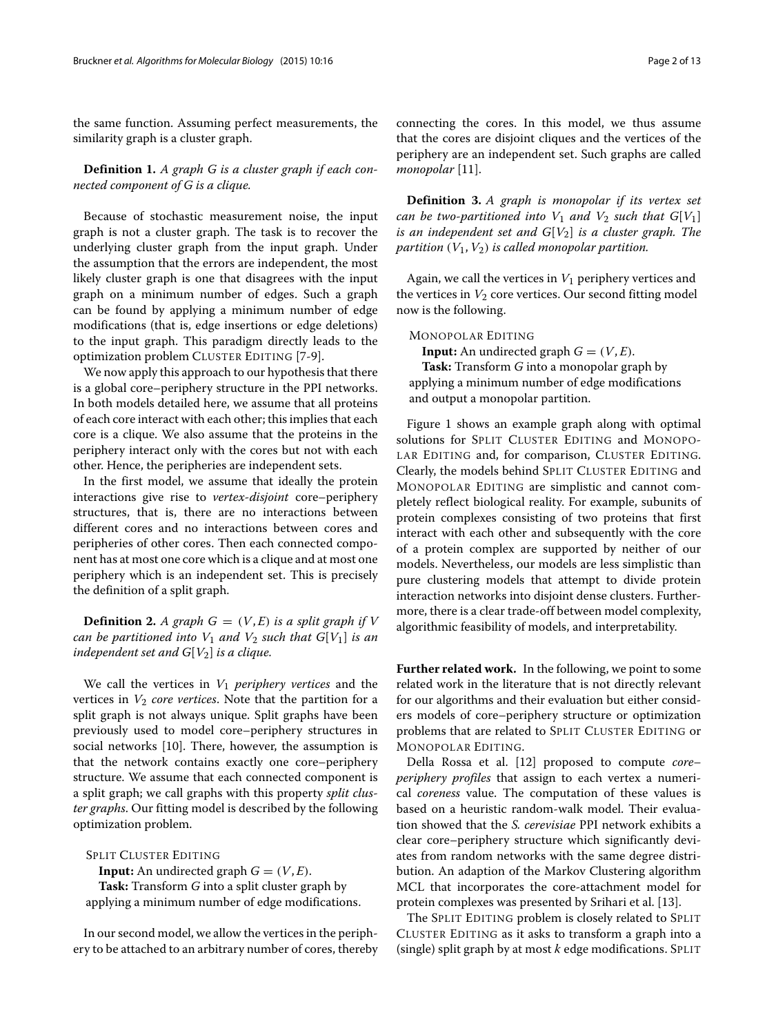the same function. Assuming perfect measurements, the similarity graph is a cluster graph.

**Definition 1.** *A graph G is a cluster graph if each connected component of G is a clique.*

Because of stochastic measurement noise, the input graph is not a cluster graph. The task is to recover the underlying cluster graph from the input graph. Under the assumption that the errors are independent, the most likely cluster graph is one that disagrees with the input graph on a minimum number of edges. Such a graph can be found by applying a minimum number of edge modifications (that is, edge insertions or edge deletions) to the input graph. This paradigm directly leads to the optimization problem CLUSTER EDITING [7-9].

We now apply this approach to our hypothesis that there is a global core–periphery structure in the PPI networks. In both models detailed here, we assume that all proteins of each core interact with each other; this implies that each core is a clique. We also assume that the proteins in the periphery interact only with the cores but not with each other. Hence, the peripheries are independent sets.

In the first model, we assume that ideally the protein interactions give rise to *vertex-disjoint* core–periphery structures, that is, there are no interactions between different cores and no interactions between cores and peripheries of other cores. Then each connected component has at most one core which is a clique and at most one periphery which is an independent set. This is precisely the definition of a split graph.

**Definition 2.** *A graph $G = (V, E)$ is a split graph if $V$ can be partitioned into $V_1$ and $V_2$ such that $G[V_1]$ is an independent set and $G[V_2]$ is a clique.*

We call the vertices in $V_1$ *periphery vertices* and the vertices in $V_2$ *core vertices*. Note that the partition for a split graph is not always unique. Split graphs have been previously used to model core–periphery structures in social networks [10]. There, however, the assumption is that the network contains exactly one core–periphery structure. We assume that each connected component is a split graph; we call graphs with this property *split cluster graphs*. Our fitting model is described by the following optimization problem.

SPLIT CLUSTER EDITING
**Input:** An undirected graph $G = (V, E)$.
**Task:** Transform $G$ into a split cluster graph by applying a minimum number of edge modifications.

In our second model, we allow the vertices in the periphery to be attached to an arbitrary number of cores, thereby connecting the cores. In this model, we thus assume that the cores are disjoint cliques and the vertices of the periphery are an independent set. Such graphs are called *monopolar* [11].

**Definition 3.** *A graph is monopolar if its vertex set can be two-partitioned into $V_1$ and $V_2$ such that $G[V_1]$ is an independent set and $G[V_2]$ is a cluster graph. The partition $(V_1, V_2)$ is called monopolar partition.*

Again, we call the vertices in $V_1$ periphery vertices and the vertices in $V_2$ core vertices. Our second fitting model now is the following.

MONOPOLAR EDITING
**Input:** An undirected graph $G = (V, E)$.
**Task:** Transform $G$ into a monopolar graph by applying a minimum number of edge modifications and output a monopolar partition.

Figure 1 shows an example graph along with optimal solutions for SPLIT CLUSTER EDITING and MONOPOLAR EDITING and, for comparison, CLUSTER EDITING. Clearly, the models behind SPLIT CLUSTER EDITING and MONOPOLAR EDITING are simplistic and cannot completely reflect biological reality. For example, subunits of protein complexes consisting of two proteins that first interact with each other and subsequently with the core of a protein complex are supported by neither of our models. Nevertheless, our models are less simplistic than pure clustering models that attempt to divide protein interaction networks into disjoint dense clusters. Furthermore, there is a clear trade-off between model complexity, algorithmic feasibility of models, and interpretability.

**Further related work.** In the following, we point to some related work in the literature that is not directly relevant for our algorithms and their evaluation but either considers models of core–periphery structure or optimization problems that are related to SPLIT CLUSTER EDITING or MONOPOLAR EDITING.

Della Rossa et al. [12] proposed to compute *core–periphery profiles* that assign to each vertex a numerical *coreness* value. The computation of these values is based on a heuristic random-walk model. Their evaluation showed that the *S. cerevisiae* PPI network exhibits a clear core–periphery structure which significantly deviates from random networks with the same degree distribution. An adaption of the Markov Clustering algorithm MCL that incorporates the core-attachment model for protein complexes was presented by Srihari et al. [13].

The SPLIT EDITING problem is closely related to SPLIT CLUSTER EDITING as it asks to transform a graph into a (single) split graph by at most $k$ edge modifications. SPLIT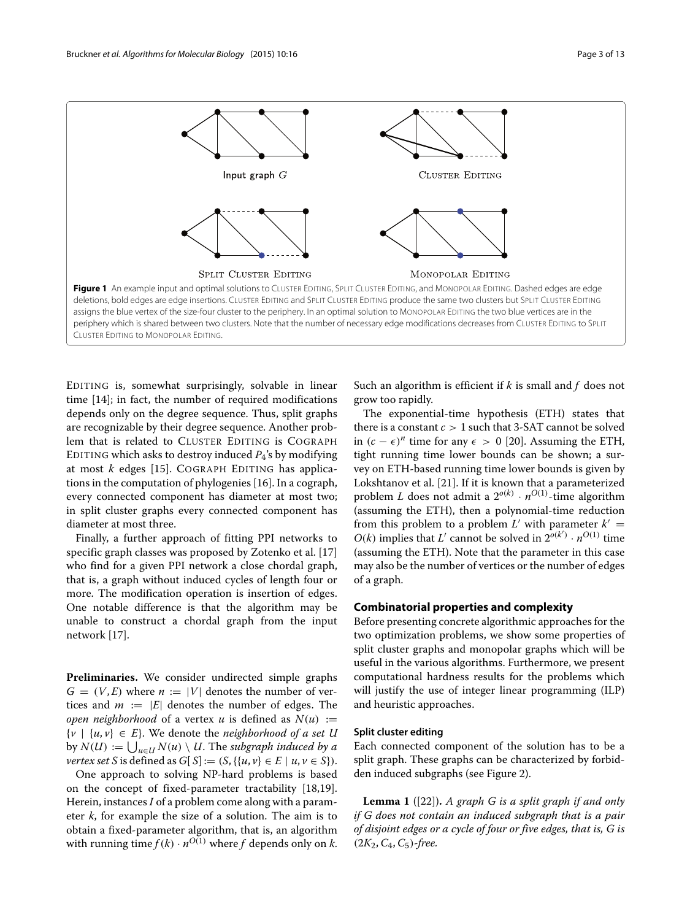**Figure 1** An example input and optimal solutions to CLUSTER EDITING, SPLIT CLUSTER EDITING, and MONOPOLAR EDITING. Dashed edges are edge deletions, bold edges are edge insertions. CLUSTER EDITING and SPLIT CLUSTER EDITING produce the same two clusters but SPLIT CLUSTER EDITING assigns the blue vertex of the size-four cluster to the periphery. In an optimal solution to MONOPOLAR EDITING the two blue vertices are in the periphery which is shared between two clusters. Note that the number of necessary edge modifications decreases from CLUSTER EDITING to SPLIT CLUSTER EDITING to MONOPOLAR EDITING.

EDITING is, somewhat surprisingly, solvable in linear time [14]; in fact, the number of required modifications depends only on the degree sequence. Thus, split graphs are recognizable by their degree sequence. Another problem that is related to CLUSTER EDITING is COGRAPH EDITING which asks to destroy induced $P_4$'s by modifying at most $k$ edges [15]. COGRAPH EDITING has applications in the computation of phylogenies [16]. In a cograph, every connected component has diameter at most two; in split cluster graphs every connected component has diameter at most three.

Finally, a further approach of fitting PPI networks to specific graph classes was proposed by Zotenko et al. [17] who find for a given PPI network a close chordal graph, that is, a graph without induced cycles of length four or more. The modification operation is insertion of edges. One notable difference is that the algorithm may be unable to construct a chordal graph from the input network [17].

**Preliminaries.** We consider undirected simple graphs $G = (V, E)$ where $n := |V|$ denotes the number of vertices and $m := |E|$ denotes the number of edges. The *open neighborhood* of a vertex $u$ is defined as $N(u) := \{v \mid \{u, v\} \in E\}$. We denote the *neighborhood of a set U* by $N(U) := \bigcup_{u \in U} N(u) \setminus U$. The *subgraph induced by a vertex set S* is defined as $G[S] := (S, \{\{u, v\} \in E \mid u, v \in S\})$.

One approach to solving NP-hard problems is based on the concept of fixed-parameter tractability [18,19]. Herein, instances $I$ of a problem come along with a parameter $k$, for example the size of a solution. The aim is to obtain a fixed-parameter algorithm, that is, an algorithm with running time $f(k) \cdot n^{O(1)}$ where $f$ depends only on $k$. Such an algorithm is efficient if $k$ is small and $f$ does not grow too rapidly.

The exponential-time hypothesis (ETH) states that there is a constant $c > 1$ such that 3-SAT cannot be solved in $(c - \epsilon)^n$ time for any $\epsilon > 0$ [20]. Assuming the ETH, tight running time lower bounds can be shown; a survey on ETH-based running time lower bounds is given by Lokshtanov et al. [21]. If it is known that a parameterized problem $L$ does not admit a $2^{o(k)} \cdot n^{O(1)}$-time algorithm (assuming the ETH), then a polynomial-time reduction from this problem to a problem $L'$ with parameter $k' = O(k)$ implies that $L'$ cannot be solved in $2^{o(k')} \cdot n^{O(1)}$ time (assuming the ETH). Note that the parameter in this case may also be the number of vertices or the number of edges of a graph.

## Combinatorial properties and complexity

Before presenting concrete algorithmic approaches for the two optimization problems, we show some properties of split cluster graphs and monopolar graphs which will be useful in the various algorithms. Furthermore, we present computational hardness results for the problems which will justify the use of integer linear programming (ILP) and heuristic approaches.

### Split cluster editing

Each connected component of the solution has to be a split graph. These graphs can be characterized by forbidden induced subgraphs (see Figure 2).

**Lemma 1** ([22])**.** *A graph G is a split graph if and only if G does not contain an induced subgraph that is a pair of disjoint edges or a cycle of four or five edges, that is, G is* $(2K_2, C_4, C_5)$*-free.*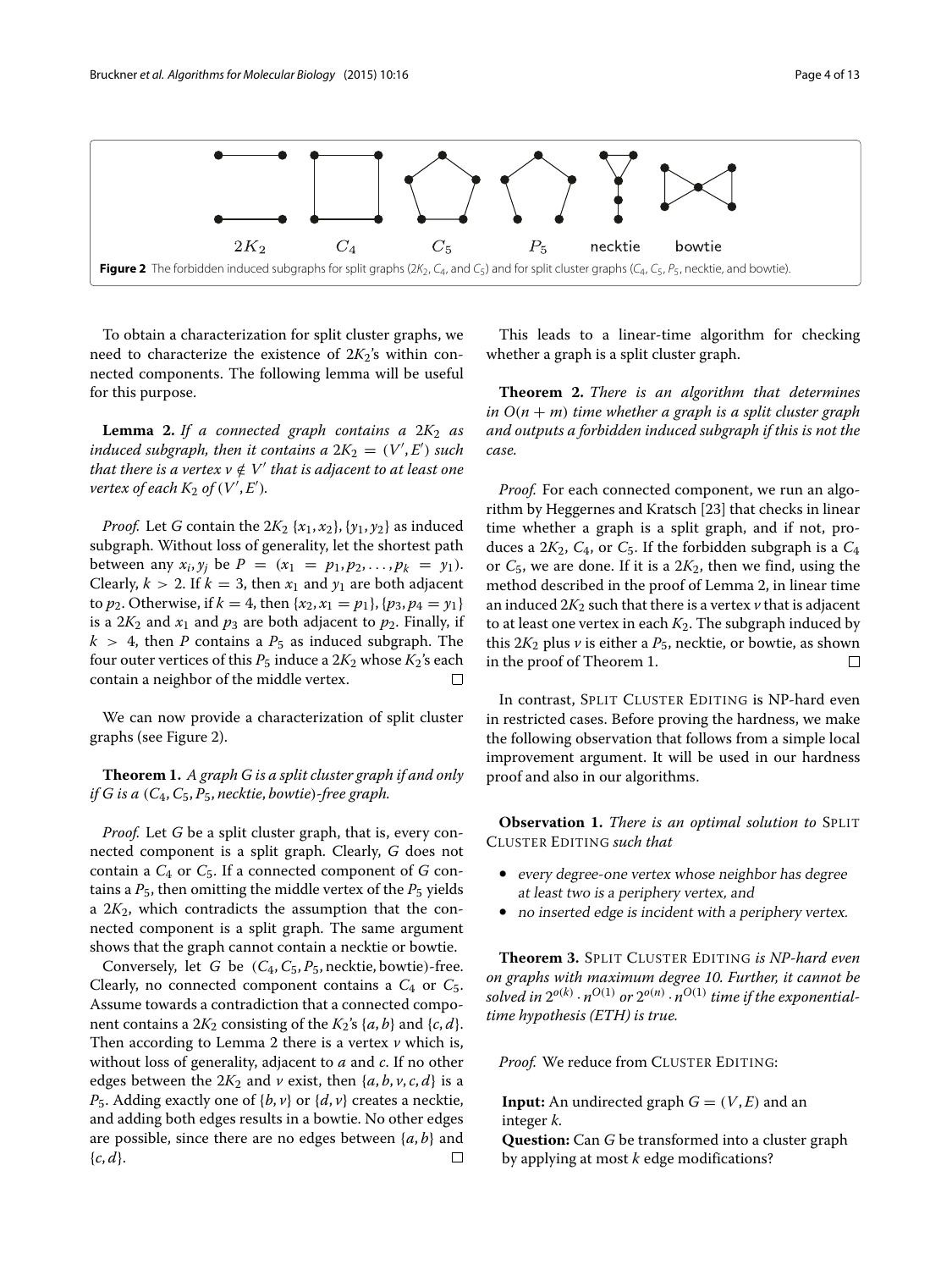Figure 2 The forbidden induced subgraphs for split graphs ($2K_2$, $C_4$, and $C_5$) and for split cluster graphs ($C_4$, $C_5$, $P_5$, necktie, and bowtie).

To obtain a characterization for split cluster graphs, we need to characterize the existence of $2K_2$'s within connected components. The following lemma will be useful for this purpose.

**Lemma 2.** *If a connected graph contains a $2K_2$ as induced subgraph, then it contains a $2K_2 = (V', E')$ such that there is a vertex $v \notin V'$ that is adjacent to at least one vertex of each $K_2$ of $(V', E')$.*

*Proof.* Let $G$ contain the $2K_2$ $\{x_1, x_2\}, \{y_1, y_2\}$ as induced subgraph. Without loss of generality, let the shortest path between any $x_i, y_j$ be $P = (x_1 = p_1, p_2, \ldots, p_k = y_1)$. Clearly, $k > 2$. If $k = 3$, then $x_1$ and $y_1$ are both adjacent to $p_2$. Otherwise, if $k = 4$, then $\{x_2, x_1 = p_1\}, \{p_3, p_4 = y_1\}$ is a $2K_2$ and $x_1$ and $p_3$ are both adjacent to $p_2$. Finally, if $k > 4$, then $P$ contains a $P_5$ as induced subgraph. The four outer vertices of this $P_5$ induce a $2K_2$ whose $K_2$'s each contain a neighbor of the middle vertex. □

We can now provide a characterization of split cluster graphs (see Figure 2).

**Theorem 1.** *A graph $G$ is a split cluster graph if and only if $G$ is a ($C_4, C_5, P_5$, necktie, bowtie)-free graph.*

*Proof.* Let $G$ be a split cluster graph, that is, every connected component is a split graph. Clearly, $G$ does not contain a $C_4$ or $C_5$. If a connected component of $G$ contains a $P_5$, then omitting the middle vertex of the $P_5$ yields a $2K_2$, which contradicts the assumption that the connected component is a split graph. The same argument shows that the graph cannot contain a necktie or bowtie.

Conversely, let $G$ be ($C_4, C_5, P_5$, necktie, bowtie)-free. Clearly, no connected component contains a $C_4$ or $C_5$. Assume towards a contradiction that a connected component contains a $2K_2$ consisting of the $K_2$'s $\{a, b\}$ and $\{c, d\}$. Then according to Lemma 2 there is a vertex $v$ which is, without loss of generality, adjacent to $a$ and $c$. If no other edges between the $2K_2$ and $v$ exist, then $\{a, b, v, c, d\}$ is a $P_5$. Adding exactly one of $\{b, v\}$ or $\{d, v\}$ creates a necktie, and adding both edges results in a bowtie. No other edges are possible, since there are no edges between $\{a, b\}$ and $\{c, d\}$. □

This leads to a linear-time algorithm for checking whether a graph is a split cluster graph.

**Theorem 2.** *There is an algorithm that determines in $O(n + m)$ time whether a graph is a split cluster graph and outputs a forbidden induced subgraph if this is not the case.*

*Proof.* For each connected component, we run an algorithm by Heggernes and Kratsch [23] that checks in linear time whether a graph is a split graph, and if not, produces a $2K_2$, $C_4$, or $C_5$. If the forbidden subgraph is a $C_4$ or $C_5$, we are done. If it is a $2K_2$, then we find, using the method described in the proof of Lemma 2, in linear time an induced $2K_2$ such that there is a vertex $v$ that is adjacent to at least one vertex in each $K_2$. The subgraph induced by this $2K_2$ plus $v$ is either a $P_5$, necktie, or bowtie, as shown in the proof of Theorem 1. □

In contrast, Split Cluster Editing is NP-hard even in restricted cases. Before proving the hardness, we make the following observation that follows from a simple local improvement argument. It will be used in our hardness proof and also in our algorithms.

**Observation 1.** *There is an optimal solution to* Split Cluster Editing *such that*

- *every degree-one vertex whose neighbor has degree at least two is a periphery vertex, and*
- *no inserted edge is incident with a periphery vertex.*

**Theorem 3.** Split Cluster Editing *is NP-hard even on graphs with maximum degree 10. Further, it cannot be solved in $2^{o(k)} \cdot n^{O(1)}$ or $2^{o(n)} \cdot n^{O(1)}$ time if the exponential-time hypothesis (ETH) is true.*

*Proof.* We reduce from Cluster Editing:

**Input:** An undirected graph $G = (V, E)$ and an integer $k$.
**Question:** Can $G$ be transformed into a cluster graph by applying at most $k$ edge modifications?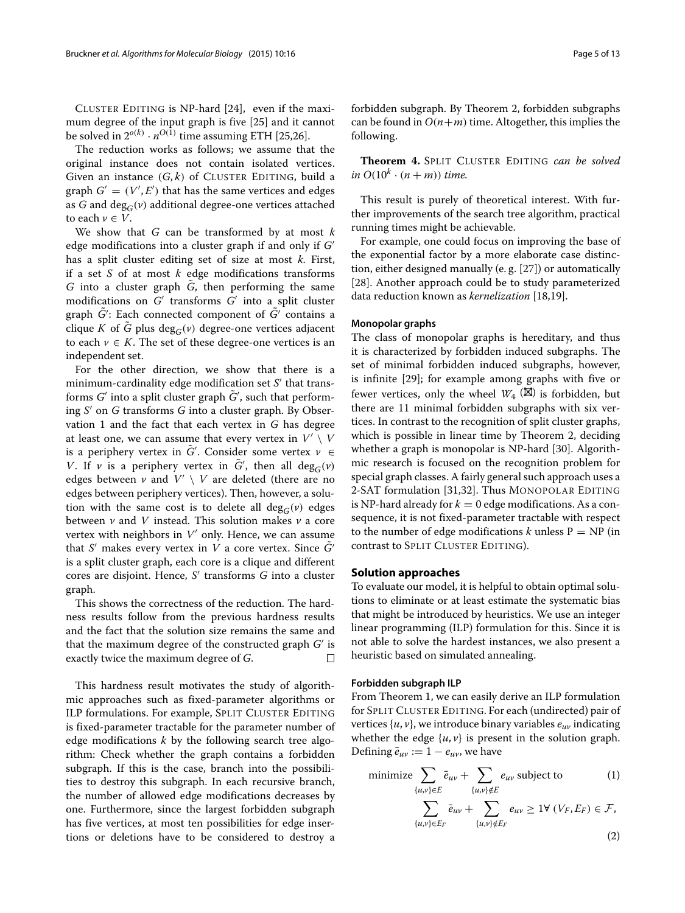CLUSTER EDITING is NP-hard [24], even if the maximum degree of the input graph is five [25] and it cannot be solved in $2^{o(k)} \cdot n^{O(1)}$ time assuming ETH [25,26].

The reduction works as follows; we assume that the original instance does not contain isolated vertices. Given an instance $(G, k)$ of CLUSTER EDITING, build a graph $G' = (V', E')$ that has the same vertices and edges as $G$ and $\deg_G(v)$ additional degree-one vertices attached to each $v \in V$.

We show that $G$ can be transformed by at most $k$ edge modifications into a cluster graph if and only if $G'$ has a split cluster editing set of size at most $k$. First, if a set $S$ of at most $k$ edge modifications transforms $G$ into a cluster graph $\tilde{G}$, then performing the same modifications on $G'$ transforms $G'$ into a split cluster graph $\tilde{G}'$: Each connected component of $\tilde{G}'$ contains a clique $K$ of $\tilde{G}$ plus $\deg_G(v)$ degree-one vertices adjacent to each $v \in K$. The set of these degree-one vertices is an independent set.

For the other direction, we show that there is a minimum-cardinality edge modification set $S'$ that transforms $G'$ into a split cluster graph $\tilde{G}'$, such that performing $S'$ on $G$ transforms $G$ into a cluster graph. By Observation 1 and the fact that each vertex in $G$ has degree at least one, we can assume that every vertex in $V' \setminus V$ is a periphery vertex in $\tilde{G}'$. Consider some vertex $v \in V$. If $v$ is a periphery vertex in $\tilde{G}'$, then all $\deg_G(v)$ edges between $v$ and $V' \setminus V$ are deleted (there are no edges between periphery vertices). Then, however, a solution with the same cost is to delete all $\deg_G(v)$ edges between $v$ and $V$ instead. This solution makes $v$ a core vertex with neighbors in $V'$ only. Hence, we can assume that $S'$ makes every vertex in $V$ a core vertex. Since $\tilde{G}'$ is a split cluster graph, each core is a clique and different cores are disjoint. Hence, $S'$ transforms $G$ into a cluster graph.

This shows the correctness of the reduction. The hardness results follow from the previous hardness results and the fact that the solution size remains the same and that the maximum degree of the constructed graph $G'$ is exactly twice the maximum degree of $G$. □

This hardness result motivates the study of algorithmic approaches such as fixed-parameter algorithms or ILP formulations. For example, SPLIT CLUSTER EDITING is fixed-parameter tractable for the parameter number of edge modifications $k$ by the following search tree algorithm: Check whether the graph contains a forbidden subgraph. If this is the case, branch into the possibilities to destroy this subgraph. In each recursive branch, the number of allowed edge modifications decreases by one. Furthermore, since the largest forbidden subgraph has five vertices, at most ten possibilities for edge insertions or deletions have to be considered to destroy a forbidden subgraph. By Theorem 2, forbidden subgraphs can be found in $O(n+m)$ time. Altogether, this implies the following.

**Theorem 4.** SPLIT CLUSTER EDITING *can be solved in* $O(10^k \cdot (n+m))$ *time.*

This result is purely of theoretical interest. With further improvements of the search tree algorithm, practical running times might be achievable.

For example, one could focus on improving the base of the exponential factor by a more elaborate case distinction, either designed manually (e. g. [27]) or automatically [28]. Another approach could be to study parameterized data reduction known as *kernelization* [18,19].

#### Monopolar graphs

The class of monopolar graphs is hereditary, and thus it is characterized by forbidden induced subgraphs. The set of minimal forbidden induced subgraphs, however, is infinite [29]; for example among graphs with five or fewer vertices, only the wheel $W_4$ (⊠) is forbidden, but there are 11 minimal forbidden subgraphs with six vertices. In contrast to the recognition of split cluster graphs, which is possible in linear time by Theorem 2, deciding whether a graph is monopolar is NP-hard [30]. Algorithmic research is focused on the recognition problem for special graph classes. A fairly general such approach uses a 2-SAT formulation [31,32]. Thus MONOPOLAR EDITING is NP-hard already for $k = 0$ edge modifications. As a consequence, it is not fixed-parameter tractable with respect to the number of edge modifications $k$ unless P = NP (in contrast to SPLIT CLUSTER EDITING).

### Solution approaches

To evaluate our model, it is helpful to obtain optimal solutions to eliminate or at least estimate the systematic bias that might be introduced by heuristics. We use an integer linear programming (ILP) formulation for this. Since it is not able to solve the hardest instances, we also present a heuristic based on simulated annealing.

#### Forbidden subgraph ILP

From Theorem 1, we can easily derive an ILP formulation for SPLIT CLUSTER EDITING. For each (undirected) pair of vertices $\{u, v\}$, we introduce binary variables $e_{uv}$ indicating whether the edge $\{u, v\}$ is present in the solution graph. Defining $\bar{e}_{uv} := 1 - e_{uv}$, we have

$$\text{minimize} \sum_{\{u,v\} \in E} \bar{e}_{uv} + \sum_{\{u,v\} \notin E} e_{uv} \text{ subject to} \tag{1}$$

$$\sum_{\{u,v\} \in E_F} \bar{e}_{uv} + \sum_{\{u,v\} \notin E_F} e_{uv} \geq 1 \forall \, (V_F, E_F) \in \mathcal{F}, \tag{2}$$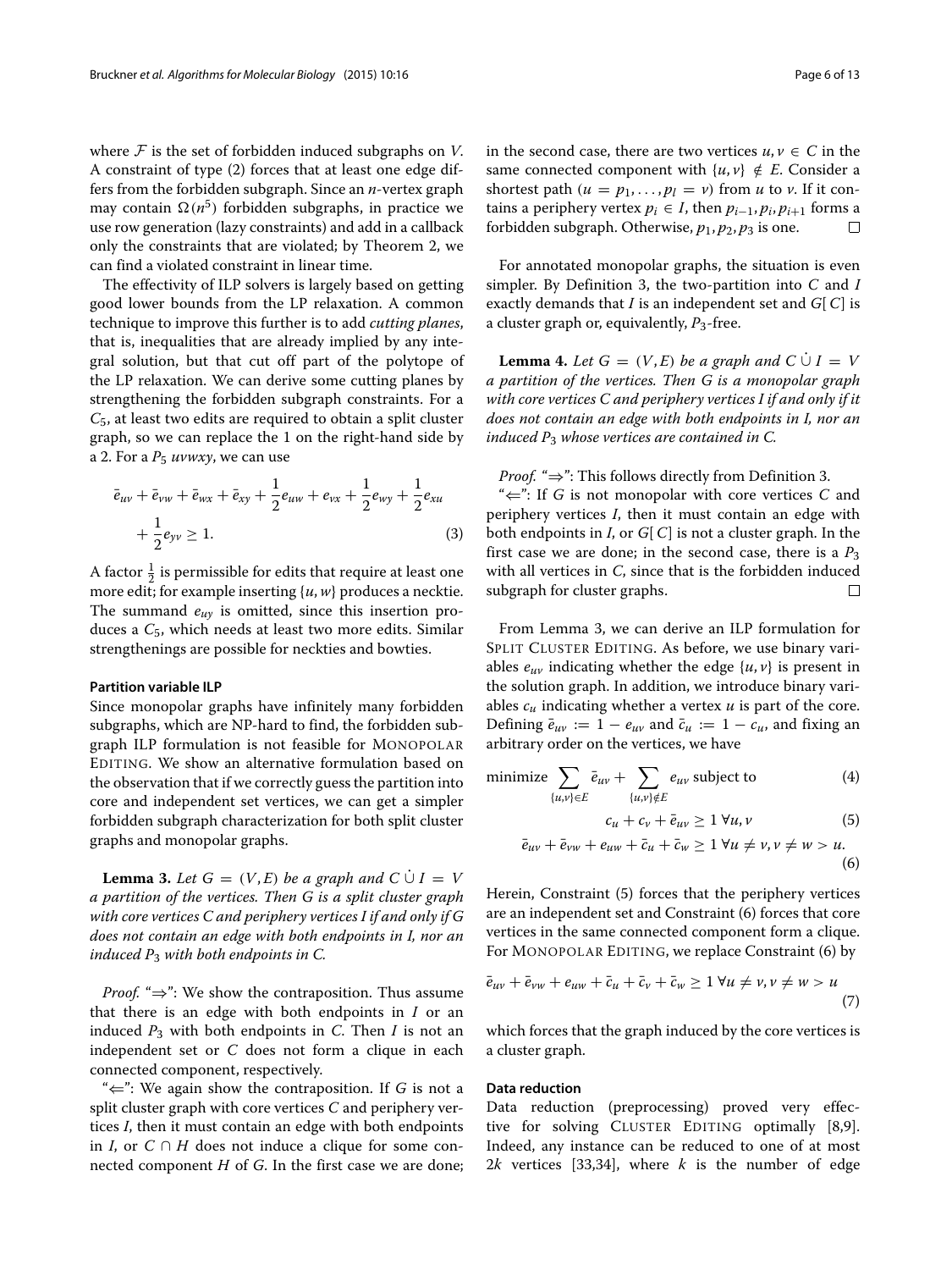where $\mathcal{F}$ is the set of forbidden induced subgraphs on $V$. A constraint of type (2) forces that at least one edge differs from the forbidden subgraph. Since an $n$-vertex graph may contain $\Omega(n^5)$ forbidden subgraphs, in practice we use row generation (lazy constraints) and add in a callback only the constraints that are violated; by Theorem 2, we can find a violated constraint in linear time.

The effectivity of ILP solvers is largely based on getting good lower bounds from the LP relaxation. A common technique to improve this further is to add *cutting planes*, that is, inequalities that are already implied by any integral solution, but that cut off part of the polytope of the LP relaxation. We can derive some cutting planes by strengthening the forbidden subgraph constraints. For a $C_5$, at least two edits are required to obtain a split cluster graph, so we can replace the 1 on the right-hand side by a 2. For a $P_5$ $uvwxy$, we can use

$$\bar{e}_{uv} + \bar{e}_{vw} + \bar{e}_{wx} + \bar{e}_{xy} + \frac{1}{2}e_{uw} + e_{vx} + \frac{1}{2}e_{wy} + \frac{1}{2}e_{xu} + \frac{1}{2}e_{yv} \geq 1. \tag{3}$$

A factor $\frac{1}{2}$ is permissible for edits that require at least one more edit; for example inserting $\{u, w\}$ produces a necktie. The summand $e_{uy}$ is omitted, since this insertion produces a $C_5$, which needs at least two more edits. Similar strengthenings are possible for neckties and bowties.

#### Partition variable ILP

Since monopolar graphs have infinitely many forbidden subgraphs, which are NP-hard to find, the forbidden subgraph ILP formulation is not feasible for Monopolar Editing. We show an alternative formulation based on the observation that if we correctly guess the partition into core and independent set vertices, we can get a simpler forbidden subgraph characterization for both split cluster graphs and monopolar graphs.

**Lemma 3.** *Let $G = (V, E)$ be a graph and $C \,\dot{\cup}\, I = V$ a partition of the vertices. Then $G$ is a split cluster graph with core vertices $C$ and periphery vertices $I$ if and only if $G$ does not contain an edge with both endpoints in $I$, nor an induced $P_3$ with both endpoints in $C$.*

*Proof.* "⇒": We show the contraposition. Thus assume that there is an edge with both endpoints in $I$ or an induced $P_3$ with both endpoints in $C$. Then $I$ is not an independent set or $C$ does not form a clique in each connected component, respectively.

"⇐": We again show the contraposition. If $G$ is not a split cluster graph with core vertices $C$ and periphery vertices $I$, then it must contain an edge with both endpoints in $I$, or $C \cap H$ does not induce a clique for some connected component $H$ of $G$. In the first case we are done; in the second case, there are two vertices $u, v \in C$ in the same connected component with $\{u, v\} \notin E$. Consider a shortest path $(u = p_1, \ldots, p_l = v)$ from $u$ to $v$. If it contains a periphery vertex $p_i \in I$, then $p_{i-1}, p_i, p_{i+1}$ forms a forbidden subgraph. Otherwise, $p_1, p_2, p_3$ is one. □

For annotated monopolar graphs, the situation is even simpler. By Definition 3, the two-partition into $C$ and $I$ exactly demands that $I$ is an independent set and $G[C]$ is a cluster graph or, equivalently, $P_3$-free.

**Lemma 4.** *Let $G = (V, E)$ be a graph and $C \,\dot{\cup}\, I = V$ a partition of the vertices. Then $G$ is a monopolar graph with core vertices $C$ and periphery vertices $I$ if and only if it does not contain an edge with both endpoints in $I$, nor an induced $P_3$ whose vertices are contained in $C$.*

*Proof.* "⇒": This follows directly from Definition 3.

"⇐": If $G$ is not monopolar with core vertices $C$ and periphery vertices $I$, then it must contain an edge with both endpoints in $I$, or $G[C]$ is not a cluster graph. In the first case we are done; in the second case, there is a $P_3$ with all vertices in $C$, since that is the forbidden induced subgraph for cluster graphs. □

From Lemma 3, we can derive an ILP formulation for Split Cluster Editing. As before, we use binary variables $e_{uv}$ indicating whether the edge $\{u, v\}$ is present in the solution graph. In addition, we introduce binary variables $c_u$ indicating whether a vertex $u$ is part of the core. Defining $\bar{e}_{uv} := 1 - e_{uv}$ and $\bar{c}_u := 1 - c_u$, and fixing an arbitrary order on the vertices, we have

$$\text{minimize} \sum_{\{u,v\} \in E} \bar{e}_{uv} + \sum_{\{u,v\} \notin E} e_{uv} \text{ subject to} \tag{4}$$

$$c_u + c_v + \bar{e}_{uv} \geq 1 \;\forall u, v \tag{5}$$

$$\bar{e}_{uv} + \bar{e}_{vw} + e_{uw} + \bar{c}_u + \bar{c}_w \geq 1 \;\forall u \neq v, v \neq w > u. \tag{6}$$

Herein, Constraint (5) forces that the periphery vertices are an independent set and Constraint (6) forces that core vertices in the same connected component form a clique. For Monopolar Editing, we replace Constraint (6) by

$$\bar{e}_{uv} + \bar{e}_{vw} + e_{uw} + \bar{c}_u + \bar{c}_v + \bar{c}_w \geq 1 \;\forall u \neq v, v \neq w > u \tag{7}$$

which forces that the graph induced by the core vertices is a cluster graph.

#### Data reduction

Data reduction (preprocessing) proved very effective for solving Cluster Editing optimally [8,9]. Indeed, any instance can be reduced to one of at most $2k$ vertices [33,34], where $k$ is the number of edge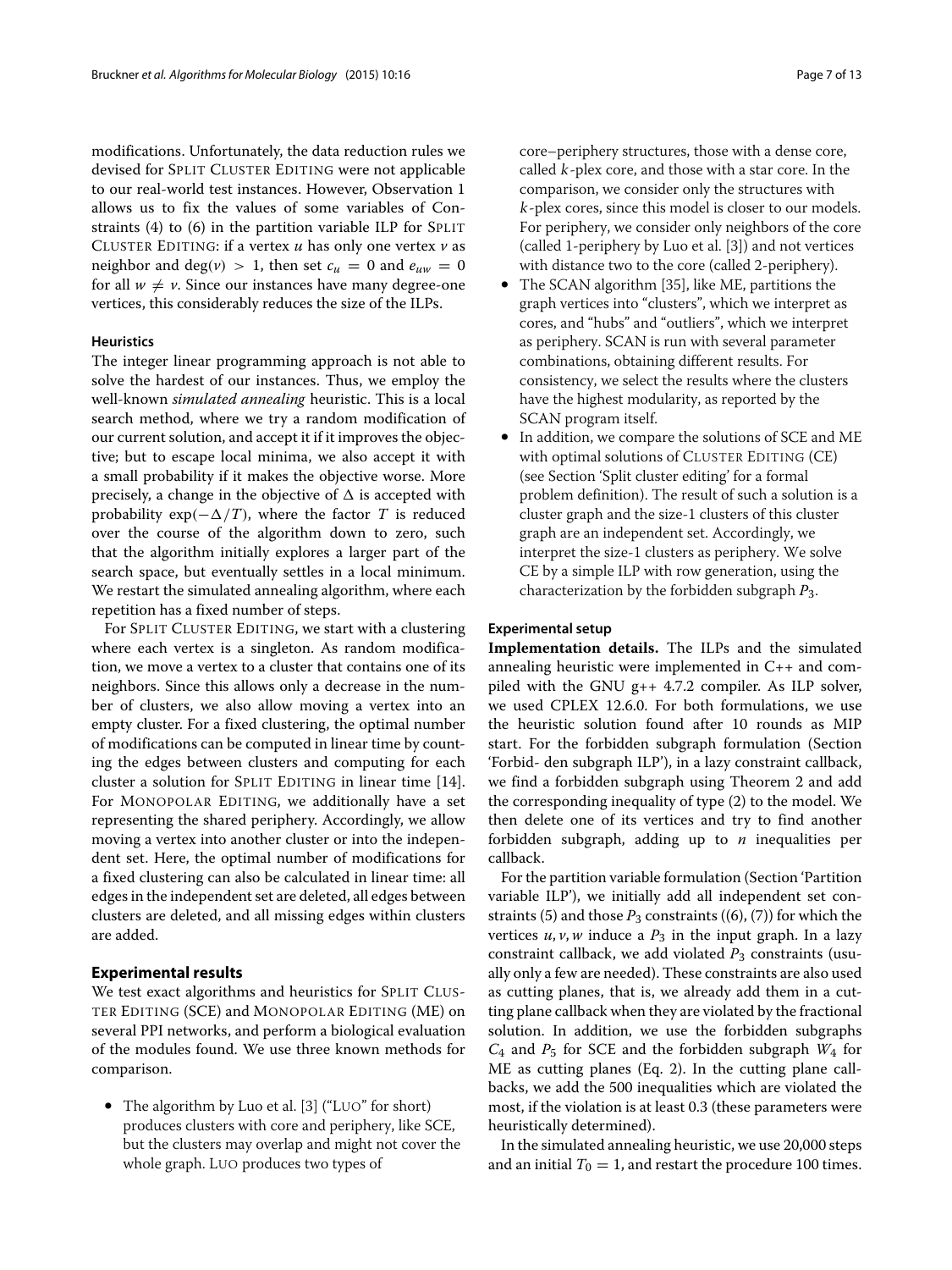modifications. Unfortunately, the data reduction rules we devised for SPLIT CLUSTER EDITING were not applicable to our real-world test instances. However, Observation 1 allows us to fix the values of some variables of Constraints (4) to (6) in the partition variable ILP for SPLIT CLUSTER EDITING: if a vertex $u$ has only one vertex $v$ as neighbor and $\deg(v) > 1$, then set $c_u = 0$ and $e_{uw} = 0$ for all $w \neq v$. Since our instances have many degree-one vertices, this considerably reduces the size of the ILPs.

#### Heuristics

The integer linear programming approach is not able to solve the hardest of our instances. Thus, we employ the well-known *simulated annealing* heuristic. This is a local search method, where we try a random modification of our current solution, and accept it if it improves the objective; but to escape local minima, we also accept it with a small probability if it makes the objective worse. More precisely, a change in the objective of $\Delta$ is accepted with probability $\exp(-\Delta/T)$, where the factor $T$ is reduced over the course of the algorithm down to zero, such that the algorithm initially explores a larger part of the search space, but eventually settles in a local minimum. We restart the simulated annealing algorithm, where each repetition has a fixed number of steps.

For SPLIT CLUSTER EDITING, we start with a clustering where each vertex is a singleton. As random modification, we move a vertex to a cluster that contains one of its neighbors. Since this allows only a decrease in the number of clusters, we also allow moving a vertex into an empty cluster. For a fixed clustering, the optimal number of modifications can be computed in linear time by counting the edges between clusters and computing for each cluster a solution for SPLIT EDITING in linear time [14]. For MONOPOLAR EDITING, we additionally have a set representing the shared periphery. Accordingly, we allow moving a vertex into another cluster or into the independent set. Here, the optimal number of modifications for a fixed clustering can also be calculated in linear time: all edges in the independent set are deleted, all edges between clusters are deleted, and all missing edges within clusters are added.

## Experimental results

We test exact algorithms and heuristics for SPLIT CLUSTER EDITING (SCE) and MONOPOLAR EDITING (ME) on several PPI networks, and perform a biological evaluation of the modules found. We use three known methods for comparison.

- The algorithm by Luo et al. [3] ("LUO" for short) produces clusters with core and periphery, like SCE, but the clusters may overlap and might not cover the whole graph. LUO produces two types of core–periphery structures, those with a dense core, called $k$-plex core, and those with a star core. In the comparison, we consider only the structures with $k$-plex cores, since this model is closer to our models. For periphery, we consider only neighbors of the core (called 1-periphery by Luo et al. [3]) and not vertices with distance two to the core (called 2-periphery).
- The SCAN algorithm [35], like ME, partitions the graph vertices into "clusters", which we interpret as cores, and "hubs" and "outliers", which we interpret as periphery. SCAN is run with several parameter combinations, obtaining different results. For consistency, we select the results where the clusters have the highest modularity, as reported by the SCAN program itself.
- In addition, we compare the solutions of SCE and ME with optimal solutions of CLUSTER EDITING (CE) (see Section 'Split cluster editing' for a formal problem definition). The result of such a solution is a cluster graph and the size-1 clusters of this cluster graph are an independent set. Accordingly, we interpret the size-1 clusters as periphery. We solve CE by a simple ILP with row generation, using the characterization by the forbidden subgraph $P_3$.

#### Experimental setup

**Implementation details.** The ILPs and the simulated annealing heuristic were implemented in C++ and compiled with the GNU g++ 4.7.2 compiler. As ILP solver, we used CPLEX 12.6.0. For both formulations, we use the heuristic solution found after 10 rounds as MIP start. For the forbidden subgraph formulation (Section 'Forbid- den subgraph ILP'), in a lazy constraint callback, we find a forbidden subgraph using Theorem 2 and add the corresponding inequality of type (2) to the model. We then delete one of its vertices and try to find another forbidden subgraph, adding up to $n$ inequalities per callback.

For the partition variable formulation (Section 'Partition variable ILP'), we initially add all independent set constraints (5) and those $P_3$ constraints ((6), (7)) for which the vertices $u, v, w$ induce a $P_3$ in the input graph. In a lazy constraint callback, we add violated $P_3$ constraints (usually only a few are needed). These constraints are also used as cutting planes, that is, we already add them in a cutting plane callback when they are violated by the fractional solution. In addition, we use the forbidden subgraphs $C_4$ and $P_5$ for SCE and the forbidden subgraph $W_4$ for ME as cutting planes (Eq. 2). In the cutting plane callbacks, we add the 500 inequalities which are violated the most, if the violation is at least 0.3 (these parameters were heuristically determined).

In the simulated annealing heuristic, we use 20,000 steps and an initial $T_0 = 1$, and restart the procedure 100 times.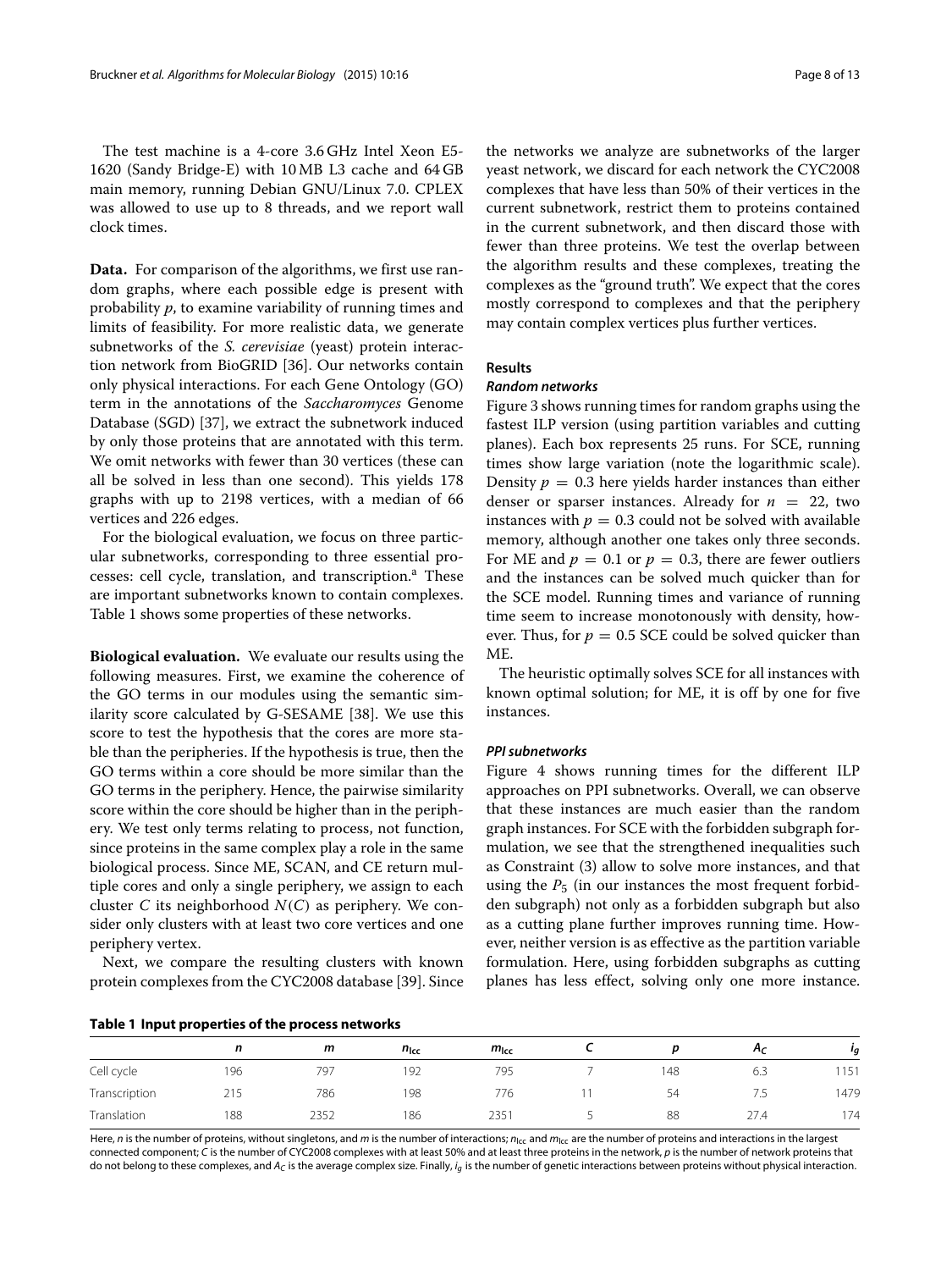The test machine is a 4-core 3.6 GHz Intel Xeon E5-1620 (Sandy Bridge-E) with 10 MB L3 cache and 64 GB main memory, running Debian GNU/Linux 7.0. CPLEX was allowed to use up to 8 threads, and we report wall clock times.

**Data.** For comparison of the algorithms, we first use random graphs, where each possible edge is present with probability $p$, to examine variability of running times and limits of feasibility. For more realistic data, we generate subnetworks of the *S. cerevisiae* (yeast) protein interaction network from BioGRID [36]. Our networks contain only physical interactions. For each Gene Ontology (GO) term in the annotations of the *Saccharomyces* Genome Database (SGD) [37], we extract the subnetwork induced by only those proteins that are annotated with this term. We omit networks with fewer than 30 vertices (these can all be solved in less than one second). This yields 178 graphs with up to 2198 vertices, with a median of 66 vertices and 226 edges.

For the biological evaluation, we focus on three particular subnetworks, corresponding to three essential processes: cell cycle, translation, and transcription.[a] These are important subnetworks known to contain complexes. Table 1 shows some properties of these networks.

**Biological evaluation.** We evaluate our results using the following measures. First, we examine the coherence of the GO terms in our modules using the semantic similarity score calculated by G-SESAME [38]. We use this score to test the hypothesis that the cores are more stable than the peripheries. If the hypothesis is true, then the GO terms within a core should be more similar than the GO terms in the periphery. Hence, the pairwise similarity score within the core should be higher than in the periphery. We test only terms relating to process, not function, since proteins in the same complex play a role in the same biological process. Since ME, SCAN, and CE return multiple cores and only a single periphery, we assign to each cluster $C$ its neighborhood $N(C)$ as periphery. We consider only clusters with at least two core vertices and one periphery vertex.

Next, we compare the resulting clusters with known protein complexes from the CYC2008 database [39]. Since the networks we analyze are subnetworks of the larger yeast network, we discard for each network the CYC2008 complexes that have less than 50% of their vertices in the current subnetwork, restrict them to proteins contained in the current subnetwork, and then discard those with fewer than three proteins. We test the overlap between the algorithm results and these complexes, treating the complexes as the "ground truth". We expect that the cores mostly correspond to complexes and that the periphery may contain complex vertices plus further vertices.

## Results

### *Random networks*

Figure 3 shows running times for random graphs using the fastest ILP version (using partition variables and cutting planes). Each box represents 25 runs. For SCE, running times show large variation (note the logarithmic scale). Density $p = 0.3$ here yields harder instances than either denser or sparser instances. Already for $n = 22$, two instances with $p = 0.3$ could not be solved with available memory, although another one takes only three seconds. For ME and $p = 0.1$ or $p = 0.3$, there are fewer outliers and the instances can be solved much quicker than for the SCE model. Running times and variance of running time seem to increase monotonously with density, however. Thus, for $p = 0.5$ SCE could be solved quicker than ME.

The heuristic optimally solves SCE for all instances with known optimal solution; for ME, it is off by one for five instances.

### *PPI subnetworks*

Figure 4 shows running times for the different ILP approaches on PPI subnetworks. Overall, we can observe that these instances are much easier than the random graph instances. For SCE with the forbidden subgraph formulation, we see that the strengthened inequalities such as Constraint (3) allow to solve more instances, and that using the $P_5$ (in our instances the most frequent forbidden subgraph) not only as a forbidden subgraph but also as a cutting plane further improves running time. However, neither version is as effective as the partition variable formulation. Here, using forbidden subgraphs as cutting planes has less effect, solving only one more instance.

**Table 1 Input properties of the process networks**

| | $n$ | $m$ | $n_{lcc}$ | $m_{lcc}$ | $C$ | $p$ | $A_C$ | $i_g$ |
|---|---|---|---|---|---|---|---|---|
| Cell cycle | 196 | 797 | 192 | 795 | 7 | 148 | 6.3 | 1151 |
| Transcription | 215 | 786 | 198 | 776 | 11 | 54 | 7.5 | 1479 |
| Translation | 188 | 2352 | 186 | 2351 | 5 | 88 | 27.4 | 174 |

Here, $n$ is the number of proteins, without singletons, and $m$ is the number of interactions; $n_{lcc}$ and $m_{lcc}$ are the number of proteins and interactions in the largest connected component; $C$ is the number of CYC2008 complexes with at least 50% and at least three proteins in the network, $p$ is the number of network proteins that do not belong to these complexes, and $A_C$ is the average complex size. Finally, $i_g$ is the number of genetic interactions between proteins without physical interaction.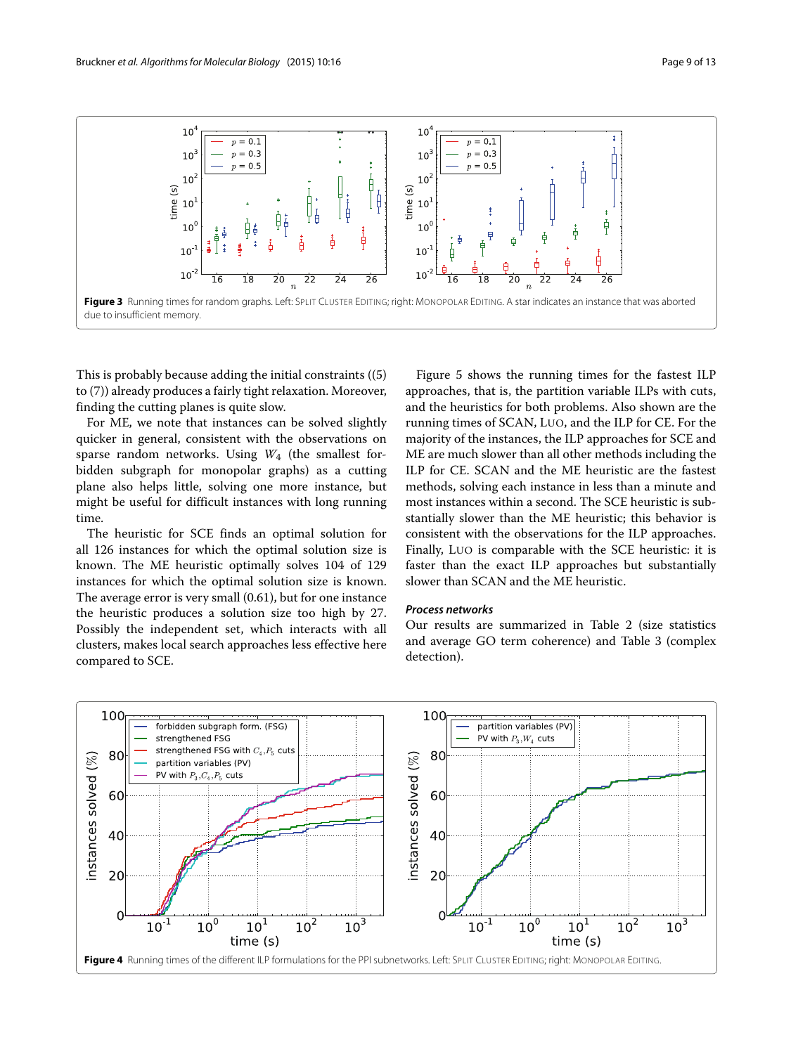**Figure 3** Running times for random graphs. Left: Split Cluster Editing; right: Monopolar Editing. A star indicates an instance that was aborted due to insufficient memory.

This is probably because adding the initial constraints ((5) to (7)) already produces a fairly tight relaxation. Moreover, finding the cutting planes is quite slow.

For ME, we note that instances can be solved slightly quicker in general, consistent with the observations on sparse random networks. Using $W_4$ (the smallest forbidden subgraph for monopolar graphs) as a cutting plane also helps little, solving one more instance, but might be useful for difficult instances with long running time.

The heuristic for SCE finds an optimal solution for all 126 instances for which the optimal solution size is known. The ME heuristic optimally solves 104 of 129 instances for which the optimal solution size is known. The average error is very small (0.61), but for one instance the heuristic produces a solution size too high by 27. Possibly the independent set, which interacts with all clusters, makes local search approaches less effective here compared to SCE.

Figure 5 shows the running times for the fastest ILP approaches, that is, the partition variable ILPs with cuts, and the heuristics for both problems. Also shown are the running times of SCAN, Luo, and the ILP for CE. For the majority of the instances, the ILP approaches for SCE and ME are much slower than all other methods including the ILP for CE. SCAN and the ME heuristic are the fastest methods, solving each instance in less than a minute and most instances within a second. The SCE heuristic is substantially slower than the ME heuristic; this behavior is consistent with the observations for the ILP approaches. Finally, Luo is comparable with the SCE heuristic: it is faster than the exact ILP approaches but substantially slower than SCAN and the ME heuristic.

### *Process networks*

Our results are summarized in Table 2 (size statistics and average GO term coherence) and Table 3 (complex detection).

**Figure 4** Running times of the different ILP formulations for the PPI subnetworks. Left: Split Cluster Editing; right: Monopolar Editing.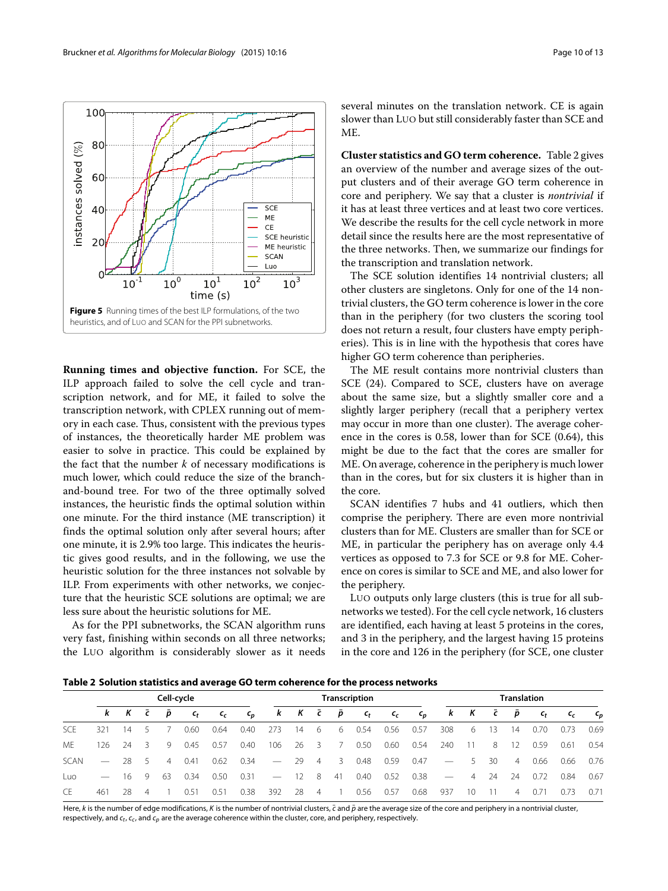Figure 5 Running times of the best ILP formulations, of the two heuristics, and of LUO and SCAN for the PPI subnetworks.

**Running times and objective function.** For SCE, the ILP approach failed to solve the cell cycle and transcription network, and for ME, it failed to solve the transcription network, with CPLEX running out of memory in each case. Thus, consistent with the previous types of instances, the theoretically harder ME problem was easier to solve in practice. This could be explained by the fact that the number $k$ of necessary modifications is much lower, which could reduce the size of the branch-and-bound tree. For two of the three optimally solved instances, the heuristic finds the optimal solution within one minute. For the third instance (ME transcription) it finds the optimal solution only after several hours; after one minute, it is 2.9% too large. This indicates the heuristic gives good results, and in the following, we use the heuristic solution for the three instances not solvable by ILP. From experiments with other networks, we conjecture that the heuristic SCE solutions are optimal; we are less sure about the heuristic solutions for ME.

As for the PPI subnetworks, the SCAN algorithm runs very fast, finishing within seconds on all three networks; the LUO algorithm is considerably slower as it needs several minutes on the translation network. CE is again slower than LUO but still considerably faster than SCE and ME.

**Cluster statistics and GO term coherence.** Table 2 gives an overview of the number and average sizes of the output clusters and of their average GO term coherence in core and periphery. We say that a cluster is *nontrivial* if it has at least three vertices and at least two core vertices. We describe the results for the cell cycle network in more detail since the results here are the most representative of the three networks. Then, we summarize our findings for the transcription and translation network.

The SCE solution identifies 14 nontrivial clusters; all other clusters are singletons. Only for one of the 14 nontrivial clusters, the GO term coherence is lower in the core than in the periphery (for two clusters the scoring tool does not return a result, four clusters have empty peripheries). This is in line with the hypothesis that cores have higher GO term coherence than peripheries.

The ME result contains more nontrivial clusters than SCE (24). Compared to SCE, clusters have on average about the same size, but a slightly smaller core and a slightly larger periphery (recall that a periphery vertex may occur in more than one cluster). The average coherence in the cores is 0.58, lower than for SCE (0.64), this might be due to the fact that the cores are smaller for ME. On average, coherence in the periphery is much lower than in the cores, but for six clusters it is higher than in the core.

SCAN identifies 7 hubs and 41 outliers, which then comprise the periphery. There are even more nontrivial clusters than for ME. Clusters are smaller than for SCE or ME, in particular the periphery has on average only 4.4 vertices as opposed to 7.3 for SCE or 9.8 for ME. Coherence on cores is similar to SCE and ME, and also lower for the periphery.

LUO outputs only large clusters (this is true for all subnetworks we tested). For the cell cycle network, 16 clusters are identified, each having at least 5 proteins in the cores, and 3 in the periphery, and the largest having 15 proteins in the core and 126 in the periphery (for SCE, one cluster

**Table 2 Solution statistics and average GO term coherence for the process networks**

| | Cell-cycle | | | | | | | Transcription | | | | | | | Translation | | | | | | |
|---|---|---|---|---|---|---|---|---|---|---|---|---|---|---|---|---|---|---|---|---|---|
| | $k$ | $K$ | $\bar{c}$ | $\bar{p}$ | $c_t$ | $c_c$ | $c_p$ | $k$ | $K$ | $\bar{c}$ | $\bar{p}$ | $c_t$ | $c_c$ | $c_p$ | $k$ | $K$ | $\bar{c}$ | $\bar{p}$ | $c_t$ | $c_c$ | $c_p$ |
| SCE | 321 | 14 | 5 | 7 | 0.60 | 0.64 | 0.40 | 273 | 14 | 6 | 6 | 0.54 | 0.56 | 0.57 | 308 | 6 | 13 | 14 | 0.70 | 0.73 | 0.69 |
| ME | 126 | 24 | 3 | 9 | 0.45 | 0.57 | 0.40 | 106 | 26 | 3 | 7 | 0.50 | 0.60 | 0.54 | 240 | 11 | 8 | 12 | 0.59 | 0.61 | 0.54 |
| SCAN | — | 28 | 5 | 4 | 0.41 | 0.62 | 0.34 | — | 29 | 4 | 3 | 0.48 | 0.59 | 0.47 | — | 5 | 30 | 4 | 0.66 | 0.66 | 0.76 |
| Luo | — | 16 | 9 | 63 | 0.34 | 0.50 | 0.31 | — | 12 | 8 | 41 | 0.40 | 0.52 | 0.38 | — | 4 | 24 | 24 | 0.72 | 0.84 | 0.67 |
| CE | 461 | 28 | 4 | 1 | 0.51 | 0.51 | 0.38 | 392 | 28 | 4 | 1 | 0.56 | 0.57 | 0.68 | 937 | 10 | 11 | 4 | 0.71 | 0.73 | 0.71 |

Here, $k$ is the number of edge modifications, $K$ is the number of nontrivial clusters, $\bar{c}$ and $\bar{p}$ are the average size of the core and periphery in a nontrivial cluster, respectively, and $c_t$, $c_c$, and $c_p$ are the average coherence within the cluster, core, and periphery, respectively.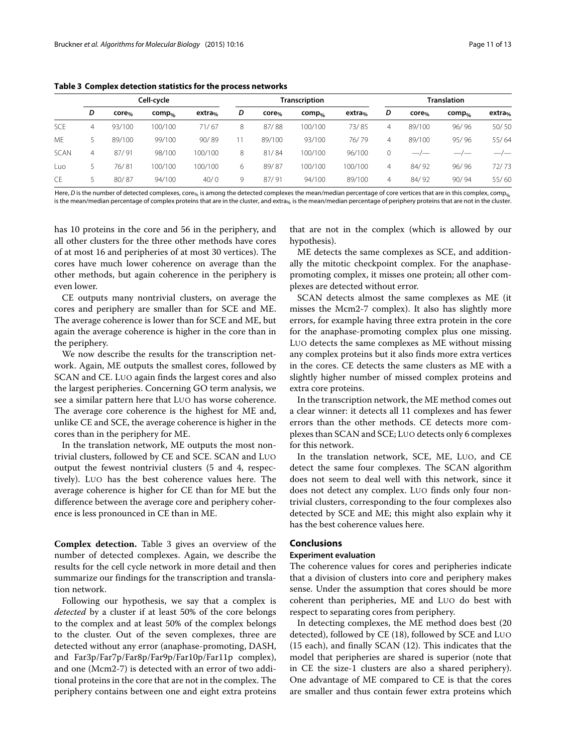**Table 3 Complex detection statistics for the process networks**

| | Cell-cycle | | | | Transcription | | | | Translation | | | |
|---|---|---|---|---|---|---|---|---|---|---|---|---|
| | $D$ | $core_{\%}$ | $comp_{\%}$ | $extra_{\%}$ | $D$ | $core_{\%}$ | $comp_{\%}$ | $extra_{\%}$ | $D$ | $core_{\%}$ | $comp_{\%}$ | $extra_{\%}$ |
| SCE | 4 | 93/100 | 100/100 | 71/67 | 8 | 87/88 | 100/100 | 73/85 | 4 | 89/100 | 96/96 | 50/50 |
| ME | 5 | 89/100 | 99/100 | 90/89 | 11 | 89/100 | 93/100 | 76/79 | 4 | 89/100 | 95/96 | 55/64 |
| SCAN | 4 | 87/91 | 98/100 | 100/100 | 8 | 81/84 | 100/100 | 96/100 | 0 | —/— | —/— | —/— |
| Luo | 5 | 76/81 | 100/100 | 100/100 | 6 | 89/87 | 100/100 | 100/100 | 4 | 84/92 | 96/96 | 72/73 |
| CE | 5 | 80/87 | 94/100 | 40/0 | 9 | 87/91 | 94/100 | 89/100 | 4 | 84/92 | 90/94 | 55/60 |

Here, $D$ is the number of detected complexes, $core_{\%}$ is among the detected complexes the mean/median percentage of core vertices that are in this complex, $comp_{\%}$ is the mean/median percentage of complex proteins that are in the cluster, and $extra_{\%}$ is the mean/median percentage of periphery proteins that are not in the cluster.

has 10 proteins in the core and 56 in the periphery, and all other clusters for the three other methods have cores of at most 16 and peripheries of at most 30 vertices). The cores have much lower coherence on average than the other methods, but again coherence in the periphery is even lower.

CE outputs many nontrivial clusters, on average the cores and periphery are smaller than for SCE and ME. The average coherence is lower than for SCE and ME, but again the average coherence is higher in the core than in the periphery.

We now describe the results for the transcription network. Again, ME outputs the smallest cores, followed by SCAN and CE. Luo again finds the largest cores and also the largest peripheries. Concerning GO term analysis, we see a similar pattern here that Luo has worse coherence. The average core coherence is the highest for ME and, unlike CE and SCE, the average coherence is higher in the cores than in the periphery for ME.

In the translation network, ME outputs the most nontrivial clusters, followed by CE and SCE. SCAN and Luo output the fewest nontrivial clusters (5 and 4, respectively). Luo has the best coherence values here. The average coherence is higher for CE than for ME but the difference between the average core and periphery coherence is less pronounced in CE than in ME.

**Complex detection.** Table 3 gives an overview of the number of detected complexes. Again, we describe the results for the cell cycle network in more detail and then summarize our findings for the transcription and translation network.

Following our hypothesis, we say that a complex is *detected* by a cluster if at least 50% of the core belongs to the complex and at least 50% of the complex belongs to the cluster. Out of the seven complexes, three are detected without any error (anaphase-promoting, DASH, and Far3p/Far7p/Far8p/Far9p/Far10p/Far11p complex), and one (Mcm2-7) is detected with an error of two additional proteins in the core that are not in the complex. The periphery contains between one and eight extra proteins that are not in the complex (which is allowed by our hypothesis).

ME detects the same complexes as SCE, and additionally the mitotic checkpoint complex. For the anaphase-promoting complex, it misses one protein; all other complexes are detected without error.

SCAN detects almost the same complexes as ME (it misses the Mcm2-7 complex). It also has slightly more errors, for example having three extra protein in the core for the anaphase-promoting complex plus one missing. Luo detects the same complexes as ME without missing any complex proteins but it also finds more extra vertices in the cores. CE detects the same clusters as ME with a slightly higher number of missed complex proteins and extra core proteins.

In the transcription network, the ME method comes out a clear winner: it detects all 11 complexes and has fewer errors than the other methods. CE detects more complexes than SCAN and SCE; Luo detects only 6 complexes for this network.

In the translation network, SCE, ME, Luo, and CE detect the same four complexes. The SCAN algorithm does not seem to deal well with this network, since it does not detect any complex. Luo finds only four nontrivial clusters, corresponding to the four complexes also detected by SCE and ME; this might also explain why it has the best coherence values here.

## Conclusions

### Experiment evaluation

The coherence values for cores and peripheries indicate that a division of clusters into core and periphery makes sense. Under the assumption that cores should be more coherent than peripheries, ME and Luo do best with respect to separating cores from periphery.

In detecting complexes, the ME method does best (20 detected), followed by CE (18), followed by SCE and Luo (15 each), and finally SCAN (12). This indicates that the model that peripheries are shared is superior (note that in CE the size-1 clusters are also a shared periphery). One advantage of ME compared to CE is that the cores are smaller and thus contain fewer extra proteins which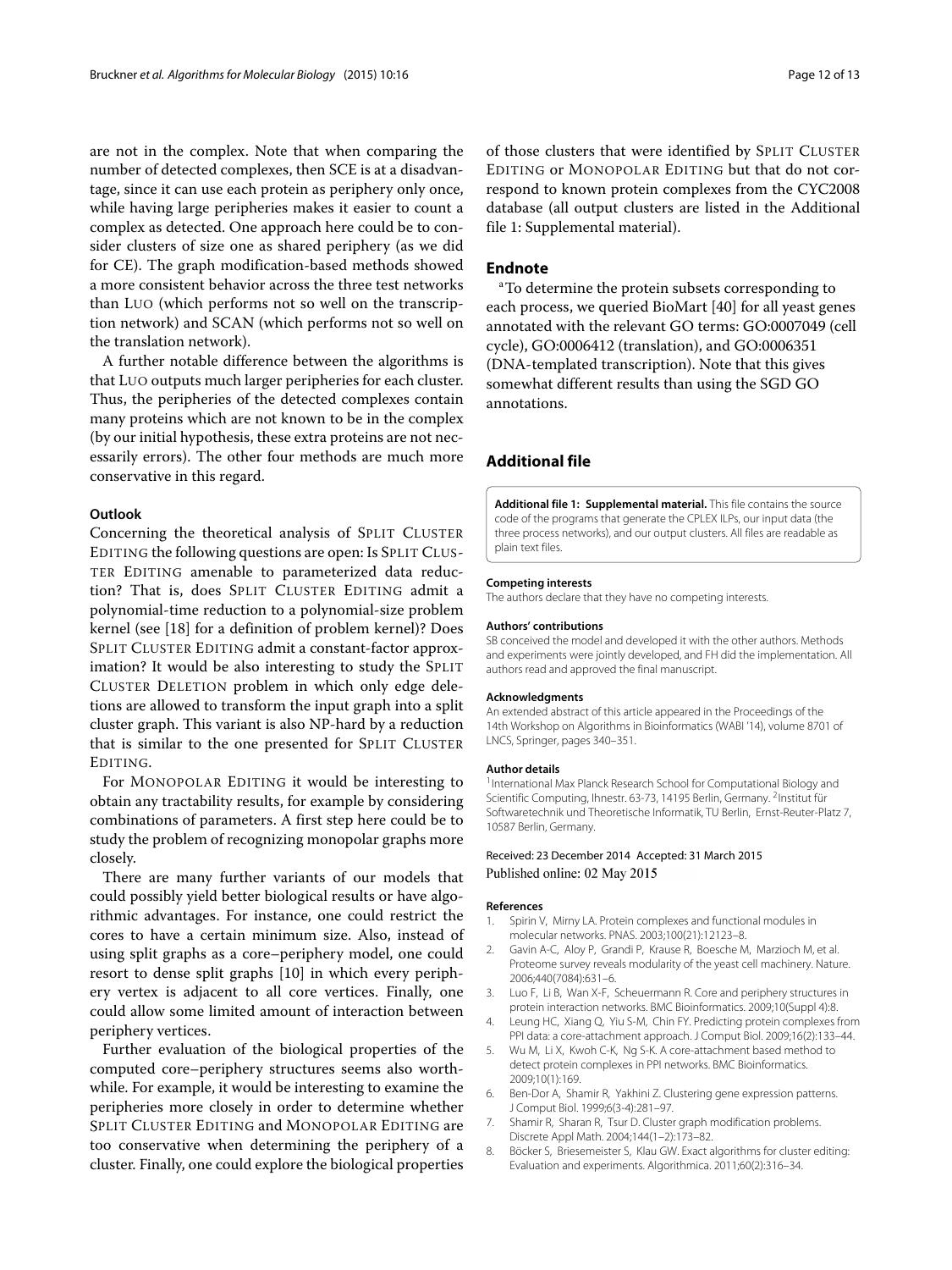are not in the complex. Note that when comparing the number of detected complexes, then SCE is at a disadvantage, since it can use each protein as periphery only once, while having large peripheries makes it easier to count a complex as detected. One approach here could be to consider clusters of size one as shared periphery (as we did for CE). The graph modification-based methods showed a more consistent behavior across the three test networks than LUO (which performs not so well on the transcription network) and SCAN (which performs not so well on the translation network).

A further notable difference between the algorithms is that LUO outputs much larger peripheries for each cluster. Thus, the peripheries of the detected complexes contain many proteins which are not known to be in the complex (by our initial hypothesis, these extra proteins are not necessarily errors). The other four methods are much more conservative in this regard.

#### Outlook

Concerning the theoretical analysis of SPLIT CLUSTER EDITING the following questions are open: Is SPLIT CLUSTER EDITING amenable to parameterized data reduction? That is, does SPLIT CLUSTER EDITING admit a polynomial-time reduction to a polynomial-size problem kernel (see [18] for a definition of problem kernel)? Does SPLIT CLUSTER EDITING admit a constant-factor approximation? It would be also interesting to study the SPLIT CLUSTER DELETION problem in which only edge deletions are allowed to transform the input graph into a split cluster graph. This variant is also NP-hard by a reduction that is similar to the one presented for SPLIT CLUSTER EDITING.

For MONOPOLAR EDITING it would be interesting to obtain any tractability results, for example by considering combinations of parameters. A first step here could be to study the problem of recognizing monopolar graphs more closely.

There are many further variants of our models that could possibly yield better biological results or have algorithmic advantages. For instance, one could restrict the cores to have a certain minimum size. Also, instead of using split graphs as a core–periphery model, one could resort to dense split graphs [10] in which every periphery vertex is adjacent to all core vertices. Finally, one could allow some limited amount of interaction between periphery vertices.

Further evaluation of the biological properties of the computed core–periphery structures seems also worthwhile. For example, it would be interesting to examine the peripheries more closely in order to determine whether SPLIT CLUSTER EDITING and MONOPOLAR EDITING are too conservative when determining the periphery of a cluster. Finally, one could explore the biological properties of those clusters that were identified by SPLIT CLUSTER EDITING or MONOPOLAR EDITING but that do not correspond to known protein complexes from the CYC2008 database (all output clusters are listed in the Additional file 1: Supplemental material).

## Endnote

[a] To determine the protein subsets corresponding to each process, we queried BioMart [40] for all yeast genes annotated with the relevant GO terms: GO:0007049 (cell cycle), GO:0006412 (translation), and GO:0006351 (DNA-templated transcription). Note that this gives somewhat different results than using the SGD GO annotations.

## Additional file

**Additional file 1: Supplemental material.** This file contains the source code of the programs that generate the CPLEX ILPs, our input data (the three process networks), and our output clusters. All files are readable as plain text files.

#### Competing interests

The authors declare that they have no competing interests.

#### Authors' contributions

SB conceived the model and developed it with the other authors. Methods and experiments were jointly developed, and FH did the implementation. All authors read and approved the final manuscript.

#### Acknowledgments

An extended abstract of this article appeared in the Proceedings of the 14th Workshop on Algorithms in Bioinformatics (WABI '14), volume 8701 of LNCS, Springer, pages 340–351.

#### Author details

[1] International Max Planck Research School for Computational Biology and Scientific Computing, Ihnestr. 63-73, 14195 Berlin, Germany. [2] Institut für Softwaretechnik und Theoretische Informatik, TU Berlin, Ernst-Reuter-Platz 7, 10587 Berlin, Germany.

Received: 23 December 2014 Accepted: 31 March 2015
Published online: 02 May 2015

#### References

1. Spirin V, Mirny LA. Protein complexes and functional modules in molecular networks. PNAS. 2003;100(21):12123–8.
2. Gavin A-C, Aloy P, Grandi P, Krause R, Boesche M, Marzioch M, et al. Proteome survey reveals modularity of the yeast cell machinery. Nature. 2006;440(7084):631–6.
3. Luo F, Li B, Wan X-F, Scheuermann R. Core and periphery structures in protein interaction networks. BMC Bioinformatics. 2009;10(Suppl 4):8.
4. Leung HC, Xiang Q, Yiu S-M, Chin FY. Predicting protein complexes from PPI data: a core-attachment approach. J Comput Biol. 2009;16(2):133–44.
5. Wu M, Li X, Kwoh C-K, Ng S-K. A core-attachment based method to detect protein complexes in PPI networks. BMC Bioinformatics. 2009;10(1):169.
6. Ben-Dor A, Shamir R, Yakhini Z. Clustering gene expression patterns. J Comput Biol. 1999;6(3-4):281–97.
7. Shamir R, Sharan R, Tsur D. Cluster graph modification problems. Discrete Appl Math. 2004;144(1–2):173–82.
8. Böcker S, Briesemeister S, Klau GW. Exact algorithms for cluster editing: Evaluation and experiments. Algorithmica. 2011;60(2):316–34.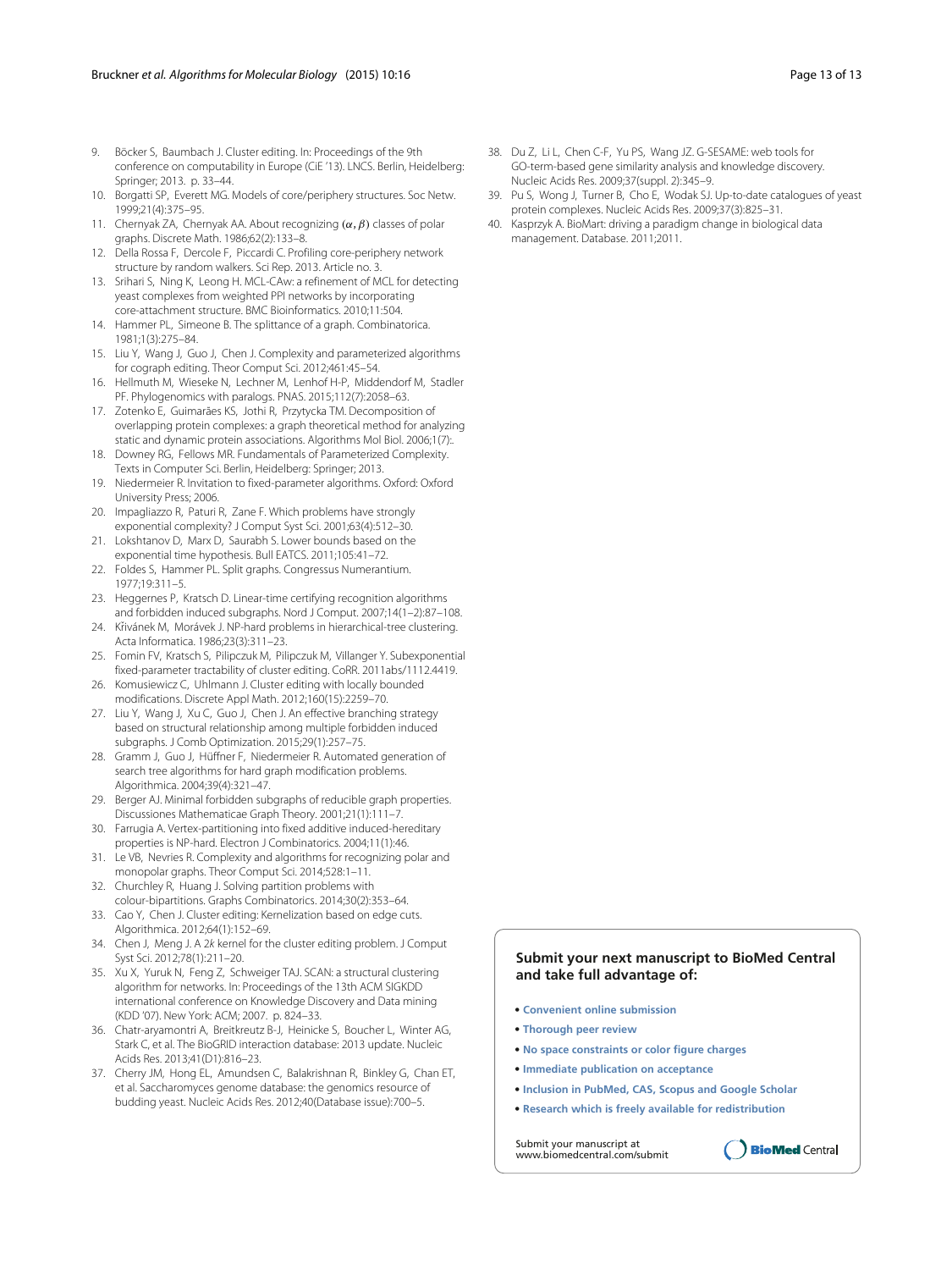9. Böcker S, Baumbach J. Cluster editing. In: Proceedings of the 9th conference on computability in Europe (CiE '13). LNCS. Berlin, Heidelberg: Springer; 2013. p. 33–44.
10. Borgatti SP, Everett MG. Models of core/periphery structures. Soc Netw. 1999;21(4):375–95.
11. Chernyak ZA, Chernyak AA. About recognizing $(\alpha, \beta)$ classes of polar graphs. Discrete Math. 1986;62(2):133–8.
12. Della Rossa F, Dercole F, Piccardi C. Profiling core-periphery network structure by random walkers. Sci Rep. 2013. Article no. 3.
13. Srihari S, Ning K, Leong H. MCL-CAw: a refinement of MCL for detecting yeast complexes from weighted PPI networks by incorporating core-attachment structure. BMC Bioinformatics. 2010;11:504.
14. Hammer PL, Simeone B. The splittance of a graph. Combinatorica. 1981;1(3):275–84.
15. Liu Y, Wang J, Guo J, Chen J. Complexity and parameterized algorithms for cograph editing. Theor Comput Sci. 2012;461:45–54.
16. Hellmuth M, Wieseke N, Lechner M, Lenhof H-P, Middendorf M, Stadler PF. Phylogenomics with paralogs. PNAS. 2015;112(7):2058–63.
17. Zotenko E, Guimarães KS, Jothi R, Przytycka TM. Decomposition of overlapping protein complexes: a graph theoretical method for analyzing static and dynamic protein associations. Algorithms Mol Biol. 2006;1(7):.
18. Downey RG, Fellows MR. Fundamentals of Parameterized Complexity. Texts in Computer Sci. Berlin, Heidelberg: Springer; 2013.
19. Niedermeier R. Invitation to fixed-parameter algorithms. Oxford: Oxford University Press; 2006.
20. Impagliazzo R, Paturi R, Zane F. Which problems have strongly exponential complexity? J Comput Syst Sci. 2001;63(4):512–30.
21. Lokshtanov D, Marx D, Saurabh S. Lower bounds based on the exponential time hypothesis. Bull EATCS. 2011;105:41–72.
22. Foldes S, Hammer PL. Split graphs. Congressus Numerantium. 1977;19:311–5.
23. Heggernes P, Kratsch D. Linear-time certifying recognition algorithms and forbidden induced subgraphs. Nord J Comput. 2007;14(1–2):87–108.
24. Křivánek M, Morávek J. NP-hard problems in hierarchical-tree clustering. Acta Informatica. 1986;23(3):311–23.
25. Fomin FV, Kratsch S, Pilipczuk M, Pilipczuk M, Villanger Y. Subexponential fixed-parameter tractability of cluster editing. CoRR. 2011abs/1112.4419.
26. Komusiewicz C, Uhlmann J. Cluster editing with locally bounded modifications. Discrete Appl Math. 2012;160(15):2259–70.
27. Liu Y, Wang J, Xu C, Guo J, Chen J. An effective branching strategy based on structural relationship among multiple forbidden induced subgraphs. J Comb Optimization. 2015;29(1):257–75.
28. Gramm J, Guo J, Hüffner F, Niedermeier R. Automated generation of search tree algorithms for hard graph modification problems. Algorithmica. 2004;39(4):321–47.
29. Berger AJ. Minimal forbidden subgraphs of reducible graph properties. Discussiones Mathematicae Graph Theory. 2001;21(1):111–7.
30. Farrugia A. Vertex-partitioning into fixed additive induced-hereditary properties is NP-hard. Electron J Combinatorics. 2004;11(1):46.
31. Le VB, Nevries R. Complexity and algorithms for recognizing polar and monopolar graphs. Theor Comput Sci. 2014;528:1–11.
32. Churchley R, Huang J. Solving partition problems with colour-bipartitions. Graphs Combinatorics. 2014;30(2):353–64.
33. Cao Y, Chen J. Cluster editing: Kernelization based on edge cuts. Algorithmica. 2012;64(1):152–69.
34. Chen J, Meng J. A 2k kernel for the cluster editing problem. J Comput Syst Sci. 2012;78(1):211–20.
35. Xu X, Yuruk N, Feng Z, Schweiger TAJ. SCAN: a structural clustering algorithm for networks. In: Proceedings of the 13th ACM SIGKDD international conference on Knowledge Discovery and Data mining (KDD '07). New York: ACM; 2007. p. 824–33.
36. Chatr-aryamontri A, Breitkreutz B-J, Heinicke S, Boucher L, Winter AG, Stark C, et al. The BioGRID interaction database: 2013 update. Nucleic Acids Res. 2013;41(D1):816–23.
37. Cherry JM, Hong EL, Amundsen C, Balakrishnan R, Binkley G, Chan ET, et al. Saccharomyces genome database: the genomics resource of budding yeast. Nucleic Acids Res. 2012;40(Database issue):700–5.
38. Du Z, Li L, Chen C-F, Yu PS, Wang JZ. G-SESAME: web tools for GO-term-based gene similarity analysis and knowledge discovery. Nucleic Acids Res. 2009;37(suppl. 2):345–9.
39. Pu S, Wong J, Turner B, Cho E, Wodak SJ. Up-to-date catalogues of yeast protein complexes. Nucleic Acids Res. 2009;37(3):825–31.
40. Kasprzyk A. BioMart: driving a paradigm change in biological data management. Database. 2011;2011.

**Submit your next manuscript to BioMed Central and take full advantage of:**

- **Convenient online submission**
- **Thorough peer review**
- **No space constraints or color figure charges**
- **Immediate publication on acceptance**
- **Inclusion in PubMed, CAS, Scopus and Google Scholar**
- **Research which is freely available for redistribution**

Submit your manuscript at
www.biomedcentral.com/submit

BioMed Central